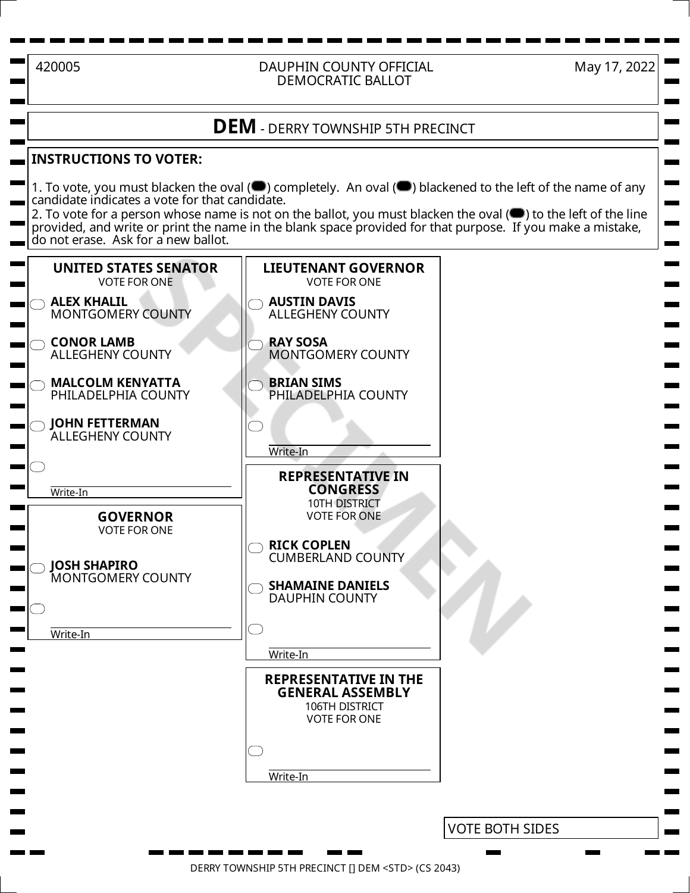420005

DAUPHIN COUNTY OFFICIAL
DEMOCRATIC BALLOT

May 17, 2022

# DEM - DERRY TOWNSHIP 5TH PRECINCT

**INSTRUCTIONS TO VOTER:**

1. To vote, you must blacken the oval (⬬) completely. An oval (⬬) blackened to the left of the name of any candidate indicates a vote for that candidate.
2. To vote for a person whose name is not on the ballot, you must blacken the oval (⬬) to the left of the line provided, and write or print the name in the blank space provided for that purpose. If you make a mistake, do not erase. Ask for a new ballot.

## UNITED STATES SENATOR
VOTE FOR ONE

- ⬭ **ALEX KHALIL**
  MONTGOMERY COUNTY
- ⬭ **CONOR LAMB**
  ALLEGHENY COUNTY
- ⬭ **MALCOLM KENYATTA**
  PHILADELPHIA COUNTY
- ⬭ **JOHN FETTERMAN**
  ALLEGHENY COUNTY
- ⬭ ______________ Write-In

## GOVERNOR
VOTE FOR ONE

- ⬭ **JOSH SHAPIRO**
  MONTGOMERY COUNTY
- ⬭ ______________ Write-In

## LIEUTENANT GOVERNOR
VOTE FOR ONE

- ⬭ **AUSTIN DAVIS**
  ALLEGHENY COUNTY
- ⬭ **RAY SOSA**
  MONTGOMERY COUNTY
- ⬭ **BRIAN SIMS**
  PHILADELPHIA COUNTY
- ⬭ ______________ Write-In

## REPRESENTATIVE IN CONGRESS
10TH DISTRICT
VOTE FOR ONE

- ⬭ **RICK COPLEN**
  CUMBERLAND COUNTY
- ⬭ **SHAMAINE DANIELS**
  DAUPHIN COUNTY
- ⬭ ______________ Write-In

## REPRESENTATIVE IN THE GENERAL ASSEMBLY
106TH DISTRICT
VOTE FOR ONE

- ⬭ ______________ Write-In

VOTE BOTH SIDES

DERRY TOWNSHIP 5TH PRECINCT [] DEM <STD> (CS 2043)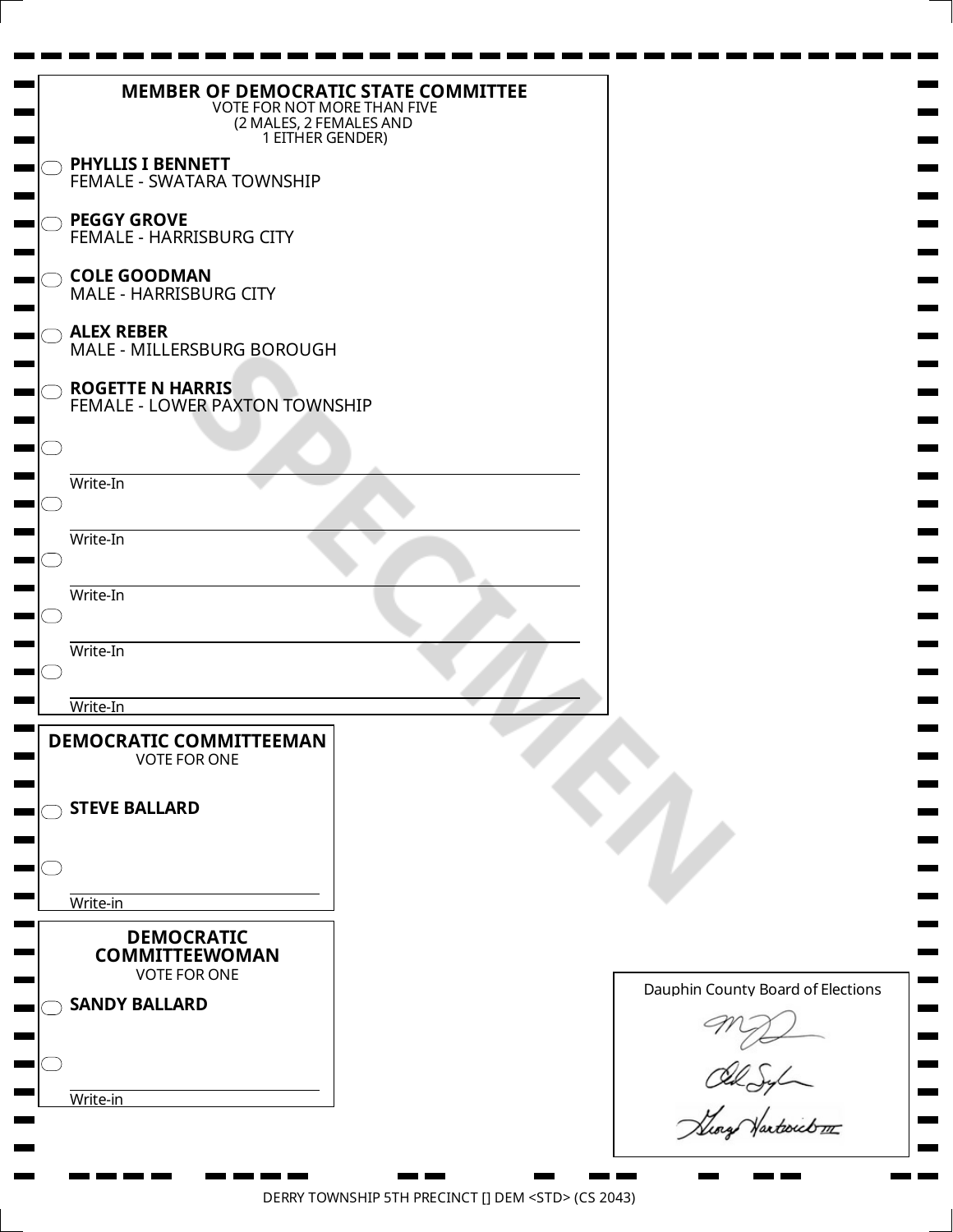## MEMBER OF DEMOCRATIC STATE COMMITTEE

VOTE FOR NOT MORE THAN FIVE
(2 MALES, 2 FEMALES AND
1 EITHER GENDER)

- **PHYLLIS I BENNETT**
  FEMALE - SWATARA TOWNSHIP
- **PEGGY GROVE**
  FEMALE - HARRISBURG CITY
- **COLE GOODMAN**
  MALE - HARRISBURG CITY
- **ALEX REBER**
  MALE - MILLERSBURG BOROUGH
- **ROGETTE N HARRIS**
  FEMALE - LOWER PAXTON TOWNSHIP
- Write-In
- Write-In
- Write-In
- Write-In
- Write-In

## DEMOCRATIC COMMITTEEMAN

VOTE FOR ONE

- **STEVE BALLARD**
- Write-in

## DEMOCRATIC COMMITTEEWOMAN

VOTE FOR ONE

- **SANDY BALLARD**
- Write-in

Dauphin County Board of Elections

SPECIMEN

DERRY TOWNSHIP 5TH PRECINCT [] DEM <STD> (CS 2043)